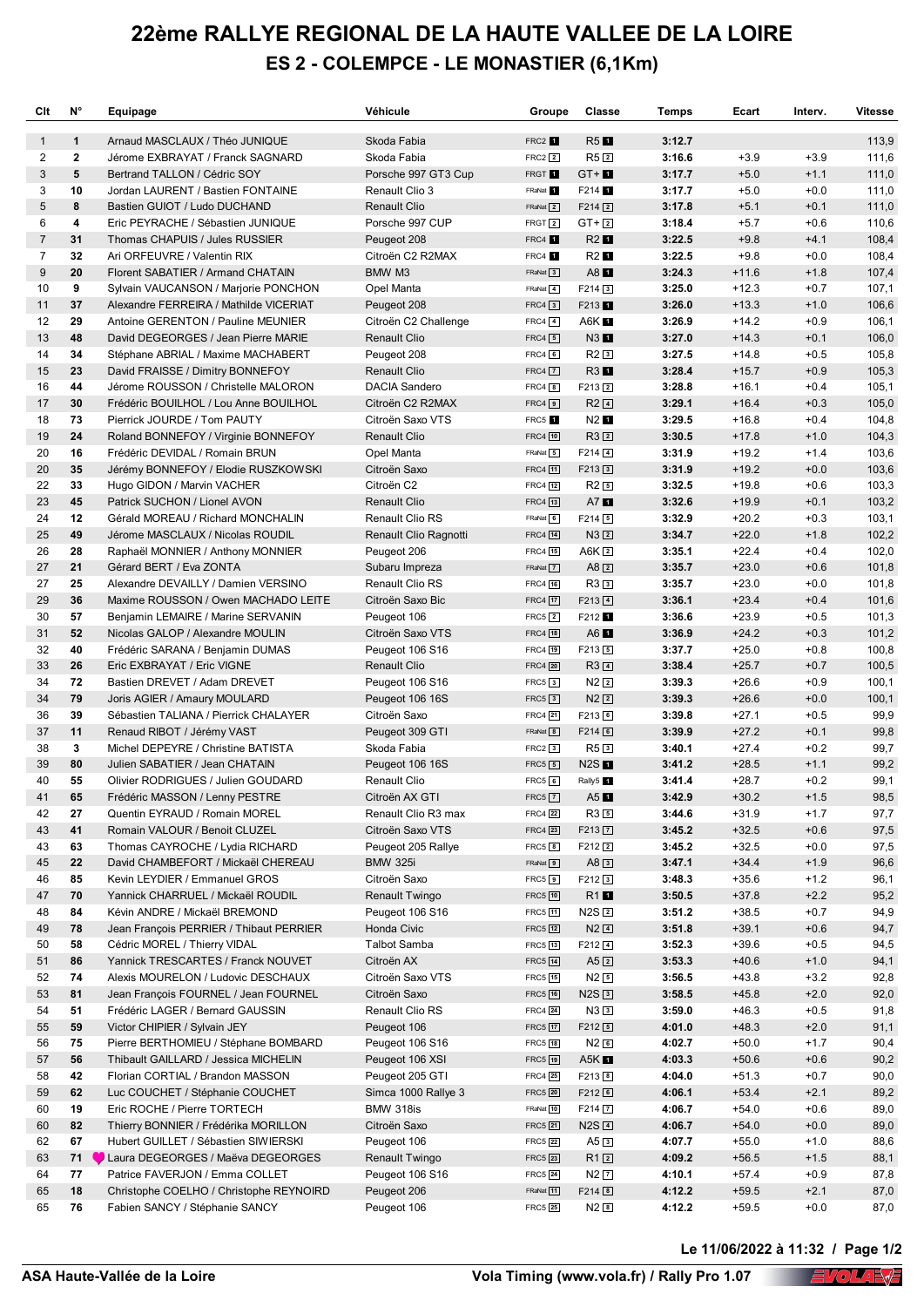# 22ème RALLYE REGIONAL DE LA HAUTE VALLEE DE LA LOIRE

## ES 2 - COLEMPCE - LE MONASTIER (6,1Km)

| Clt | N° | Equipage | Véhicule | Groupe | Classe | Temps | Ecart | Interv. | Vitesse |
|---|---|---|---|---|---|---|---|---|---|
| 1 | 1 | Arnaud MASCLAUX / Théo JUNIQUE | Skoda Fabia | FRC2 1 | R5 1 | 3:12.7 | | | 113,9 |
| 2 | 2 | Jérome EXBRAYAT / Franck SAGNARD | Skoda Fabia | FRC2 2 | R5 2 | 3:16.6 | +3.9 | +3.9 | 111,6 |
| 3 | 5 | Bertrand TALLON / Cédric SOY | Porsche 997 GT3 Cup | FRGT 1 | GT+ 1 | 3:17.7 | +5.0 | +1.1 | 111,0 |
| 3 | 10 | Jordan LAURENT / Bastien FONTAINE | Renault Clio 3 | FRaNat 1 | F214 1 | 3:17.7 | +5.0 | +0.0 | 111,0 |
| 5 | 8 | Bastien GUIOT / Ludo DUCHAND | Renault Clio | FRaNat 2 | F214 2 | 3:17.8 | +5.1 | +0.1 | 111,0 |
| 6 | 4 | Eric PEYRACHE / Sébastien JUNIQUE | Porsche 997 CUP | FRGT 2 | GT+ 2 | 3:18.4 | +5.7 | +0.6 | 110,6 |
| 7 | 31 | Thomas CHAPUIS / Jules RUSSIER | Peugeot 208 | FRC4 1 | R2 1 | 3:22.5 | +9.8 | +4.1 | 108,4 |
| 7 | 32 | Ari ORFEUVRE / Valentin RIX | Citroën C2 R2MAX | FRC4 1 | R2 1 | 3:22.5 | +9.8 | +0.0 | 108,4 |
| 9 | 20 | Florent SABATIER / Armand CHATAIN | BMW M3 | FRaNat 3 | A8 1 | 3:24.3 | +11.6 | +1.8 | 107,4 |
| 10 | 9 | Sylvain VAUCANSON / Marjorie PONCHON | Opel Manta | FRaNat 4 | F214 3 | 3:25.0 | +12.3 | +0.7 | 107,1 |
| 11 | 37 | Alexandre FERREIRA / Mathilde VICERIAT | Peugeot 208 | FRC4 3 | F213 1 | 3:26.0 | +13.3 | +1.0 | 106,6 |
| 12 | 29 | Antoine GERENTON / Pauline MEUNIER | Citroën C2 Challenge | FRC4 4 | A6K 1 | 3:26.9 | +14.2 | +0.9 | 106,1 |
| 13 | 48 | David DEGEORGES / Jean Pierre MARIE | Renault Clio | FRC4 5 | N3 1 | 3:27.0 | +14.3 | +0.1 | 106,0 |
| 14 | 34 | Stéphane ABRIAL / Maxime MACHABERT | Peugeot 208 | FRC4 6 | R2 3 | 3:27.5 | +14.8 | +0.5 | 105,8 |
| 15 | 23 | David FRAISSE / Dimitry BONNEFOY | Renault Clio | FRC4 7 | R3 1 | 3:28.4 | +15.7 | +0.9 | 105,3 |
| 16 | 44 | Jérome ROUSSON / Christelle MALORON | DACIA Sandero | FRC4 8 | F213 2 | 3:28.8 | +16.1 | +0.4 | 105,1 |
| 17 | 30 | Frédéric BOUILHOL / Lou Anne BOUILHOL | Citroën C2 R2MAX | FRC4 9 | R2 4 | 3:29.1 | +16.4 | +0.3 | 105,0 |
| 18 | 73 | Pierrick JOURDE / Tom PAUTY | Citroën Saxo VTS | FRC5 1 | N2 1 | 3:29.5 | +16.8 | +0.4 | 104,8 |
| 19 | 24 | Roland BONNEFOY / Virginie BONNEFOY | Renault Clio | FRC4 10 | R3 2 | 3:30.5 | +17.8 | +1.0 | 104,3 |
| 20 | 16 | Frédéric DEVIDAL / Romain BRUN | Opel Manta | FRaNat 5 | F214 4 | 3:31.9 | +19.2 | +1.4 | 103,6 |
| 20 | 35 | Jérémy BONNEFOY / Elodie RUSZKOWSKI | Citroën Saxo | FRC4 11 | F213 3 | 3:31.9 | +19.2 | +0.0 | 103,6 |
| 22 | 33 | Hugo GIDON / Marvin VACHER | Citroën C2 | FRC4 12 | R2 5 | 3:32.5 | +19.8 | +0.6 | 103,3 |
| 23 | 45 | Patrick SUCHON / Lionel AVON | Renault Clio | FRC4 13 | A7 1 | 3:32.6 | +19.9 | +0.1 | 103,2 |
| 24 | 12 | Gérald MOREAU / Richard MONCHALIN | Renault Clio RS | FRaNat 6 | F214 5 | 3:32.9 | +20.2 | +0.3 | 103,1 |
| 25 | 49 | Jérome MASCLAUX / Nicolas ROUDIL | Renault Clio Ragnotti | FRC4 14 | N3 2 | 3:34.7 | +22.0 | +1.8 | 102,2 |
| 26 | 28 | Raphaël MONNIER / Anthony MONNIER | Peugeot 206 | FRC4 15 | A6K 2 | 3:35.1 | +22.4 | +0.4 | 102,0 |
| 27 | 21 | Gérard BERT / Eva ZONTA | Subaru Impreza | FRaNat 7 | A8 2 | 3:35.7 | +23.0 | +0.6 | 101,8 |
| 27 | 25 | Alexandre DEVAILLY / Damien VERSINO | Renault Clio RS | FRC4 16 | R3 3 | 3:35.7 | +23.0 | +0.0 | 101,8 |
| 29 | 36 | Maxime ROUSSON / Owen MACHADO LEITE | Citroën Saxo Bic | FRC4 17 | F213 4 | 3:36.1 | +23.4 | +0.4 | 101,6 |
| 30 | 57 | Benjamin LEMAIRE / Marine SERVANIN | Peugeot 106 | FRC5 2 | F212 1 | 3:36.6 | +23.9 | +0.5 | 101,3 |
| 31 | 52 | Nicolas GALOP / Alexandre MOULIN | Citroën Saxo VTS | FRC4 18 | A6 1 | 3:36.9 | +24.2 | +0.3 | 101,2 |
| 32 | 40 | Frédéric SARANA / Benjamin DUMAS | Peugeot 106 S16 | FRC4 19 | F213 5 | 3:37.7 | +25.0 | +0.8 | 100,8 |
| 33 | 26 | Eric EXBRAYAT / Eric VIGNE | Renault Clio | FRC4 20 | R3 4 | 3:38.4 | +25.7 | +0.7 | 100,5 |
| 34 | 72 | Bastien DREVET / Adam DREVET | Peugeot 106 S16 | FRC5 3 | N2 2 | 3:39.3 | +26.6 | +0.9 | 100,1 |
| 34 | 79 | Joris AGIER / Amaury MOULARD | Peugeot 106 16S | FRC5 3 | N2 2 | 3:39.3 | +26.6 | +0.0 | 100,1 |
| 36 | 39 | Sébastien TALIANA / Pierrick CHALAYER | Citroën Saxo | FRC4 21 | F213 6 | 3:39.8 | +27.1 | +0.5 | 99,9 |
| 37 | 11 | Renaud RIBOT / Jérémy VAST | Peugeot 309 GTI | FRaNat 8 | F214 6 | 3:39.9 | +27.2 | +0.1 | 99,8 |
| 38 | 3 | Michel DEPEYRE / Christine BATISTA | Skoda Fabia | FRC2 3 | R5 3 | 3:40.1 | +27.4 | +0.2 | 99,7 |
| 39 | 80 | Julien SABATIER / Jean CHATAIN | Peugeot 106 16S | FRC5 5 | N2S 1 | 3:41.2 | +28.5 | +1.1 | 99,2 |
| 40 | 55 | Olivier RODRIGUES / Julien GOUDARD | Renault Clio | FRC5 6 | Rally5 1 | 3:41.4 | +28.7 | +0.2 | 99,1 |
| 41 | 65 | Frédéric MASSON / Lenny PESTRE | Citroën AX GTI | FRC5 7 | A5 1 | 3:42.9 | +30.2 | +1.5 | 98,5 |
| 42 | 27 | Quentin EYRAUD / Romain MOREL | Renault Clio R3 max | FRC4 22 | R3 5 | 3:44.6 | +31.9 | +1.7 | 97,7 |
| 43 | 41 | Romain VALOUR / Benoit CLUZEL | Citroën Saxo VTS | FRC4 23 | F213 7 | 3:45.2 | +32.5 | +0.6 | 97,5 |
| 43 | 63 | Thomas CAYROCHE / Lydia RICHARD | Peugeot 205 Rallye | FRC5 8 | F212 2 | 3:45.2 | +32.5 | +0.0 | 97,5 |
| 45 | 22 | David CHAMBEFORT / Mickaël CHEREAU | BMW 325i | FRaNat 9 | A8 3 | 3:47.1 | +34.4 | +1.9 | 96,6 |
| 46 | 85 | Kevin LEYDIER / Emmanuel GROS | Citroën Saxo | FRC5 9 | F212 3 | 3:48.3 | +35.6 | +1.2 | 96,1 |
| 47 | 70 | Yannick CHARRUEL / Mickaël ROUDIL | Renault Twingo | FRC5 10 | R1 1 | 3:50.5 | +37.8 | +2.2 | 95,2 |
| 48 | 84 | Kévin ANDRE / Mickaël BREMOND | Peugeot 106 S16 | FRC5 11 | N2S 2 | 3:51.2 | +38.5 | +0.7 | 94,9 |
| 49 | 78 | Jean François PERRIER / Thibaut PERRIER | Honda Civic | FRC5 12 | N2 4 | 3:51.8 | +39.1 | +0.6 | 94,7 |
| 50 | 58 | Cédric MOREL / Thierry VIDAL | Talbot Samba | FRC5 13 | F212 4 | 3:52.3 | +39.6 | +0.5 | 94,5 |
| 51 | 86 | Yannick TRESCARTES / Franck NOUVET | Citroën AX | FRC5 14 | A5 2 | 3:53.3 | +40.6 | +1.0 | 94,1 |
| 52 | 74 | Alexis MOURELON / Ludovic DESCHAUX | Citroën Saxo VTS | FRC5 15 | N2 5 | 3:56.5 | +43.8 | +3.2 | 92,8 |
| 53 | 81 | Jean François FOURNEL / Jean FOURNEL | Citroën Saxo | FRC5 16 | N2S 3 | 3:58.5 | +45.8 | +2.0 | 92,0 |
| 54 | 51 | Frédéric LAGER / Bernard GAUSSIN | Renault Clio RS | FRC4 24 | N3 3 | 3:59.0 | +46.3 | +0.5 | 91,8 |
| 55 | 59 | Victor CHIPIER / Sylvain JEY | Peugeot 106 | FRC5 17 | F212 5 | 4:01.0 | +48.3 | +2.0 | 91,1 |
| 56 | 75 | Pierre BERTHOMIEU / Stéphane BOMBARD | Peugeot 106 S16 | FRC5 18 | N2 6 | 4:02.7 | +50.0 | +1.7 | 90,4 |
| 57 | 56 | Thibault GAILLARD / Jessica MICHELIN | Peugeot 106 XSI | FRC5 19 | A5K 1 | 4:03.3 | +50.6 | +0.6 | 90,2 |
| 58 | 42 | Florian CORTIAL / Brandon MASSON | Peugeot 205 GTI | FRC4 25 | F213 8 | 4:04.0 | +51.3 | +0.7 | 90,0 |
| 59 | 62 | Luc COUCHET / Stéphanie COUCHET | Simca 1000 Rallye 3 | FRC5 20 | F212 6 | 4:06.1 | +53.4 | +2.1 | 89,2 |
| 60 | 19 | Eric ROCHE / Pierre TORTECH | BMW 318is | FRaNat 10 | F214 7 | 4:06.7 | +54.0 | +0.6 | 89,0 |
| 60 | 82 | Thierry BONNIER / Frédérika MORILLON | Citroën Saxo | FRC5 21 | N2S 4 | 4:06.7 | +54.0 | +0.0 | 89,0 |
| 62 | 67 | Hubert GUILLET / Sébastien SIWIERSKI | Peugeot 106 | FRC5 22 | A5 3 | 4:07.7 | +55.0 | +1.0 | 88,6 |
| 63 | 71 | Laura DEGEORGES / Maëva DEGEORGES | Renault Twingo | FRC5 23 | R1 2 | 4:09.2 | +56.5 | +1.5 | 88,1 |
| 64 | 77 | Patrice FAVERJON / Emma COLLET | Peugeot 106 S16 | FRC5 24 | N2 7 | 4:10.1 | +57.4 | +0.9 | 87,8 |
| 65 | 18 | Christophe COELHO / Christophe REYNOIRD | Peugeot 206 | FRaNat 11 | F214 8 | 4:12.2 | +59.5 | +2.1 | 87,0 |
| 65 | 76 | Fabien SANCY / Stéphanie SANCY | Peugeot 106 | FRC5 25 | N2 8 | 4:12.2 | +59.5 | +0.0 | 87,0 |

Le 11/06/2022 à 11:32

ASA Haute-Vallée de la Loire — Vola Timing (www.vola.fr) / Rally Pro 1.07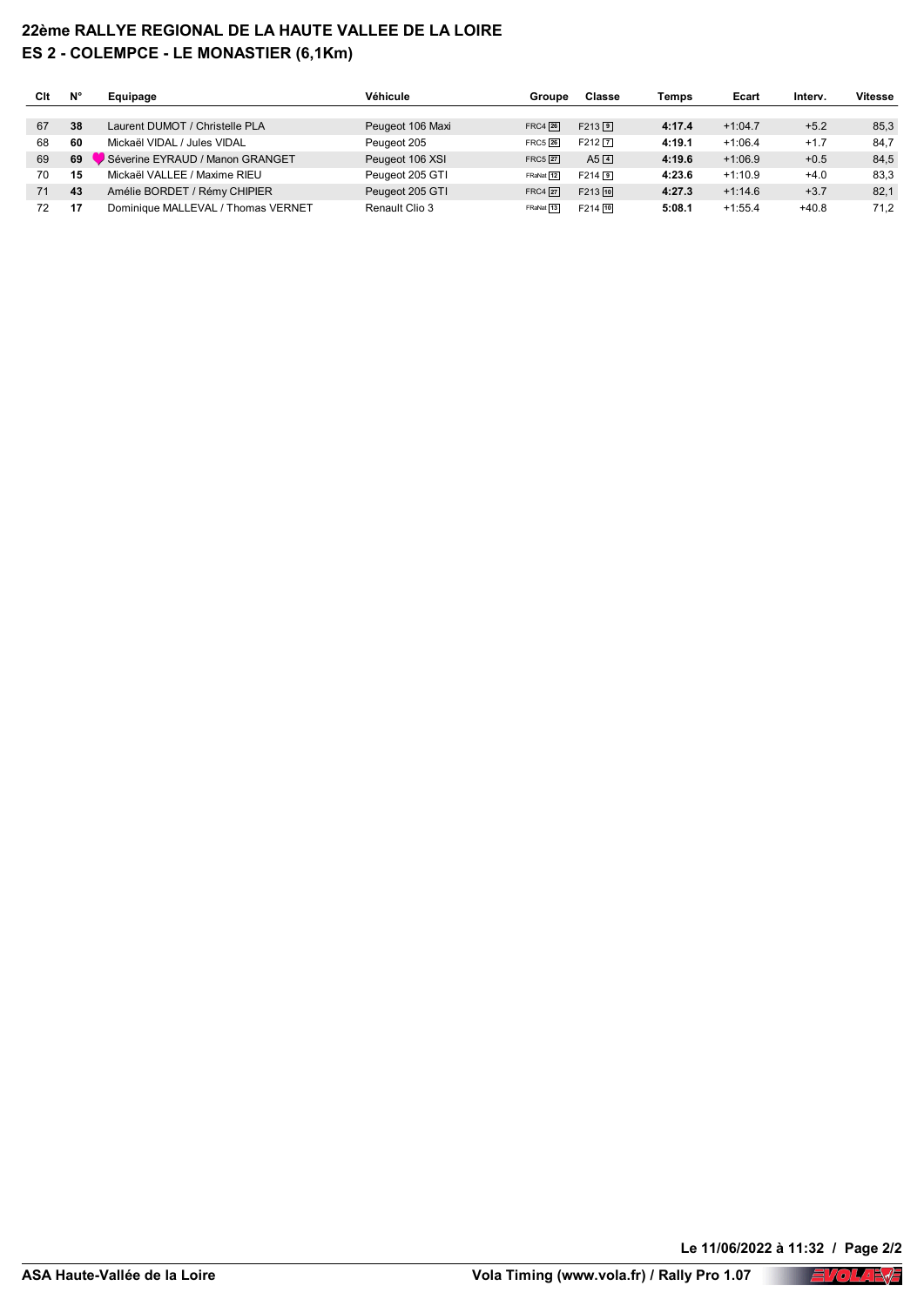# 22ème RALLYE REGIONAL DE LA HAUTE VALLEE DE LA LOIRE

## ES 2 - COLEMPCE - LE MONASTIER (6,1Km)

| Clt | N° | Equipage | Véhicule | Groupe | Classe | Temps | Ecart | Interv. | Vitesse |
|---|---|---|---|---|---|---|---|---|---|
| 67 | **38** | Laurent DUMOT / Christelle PLA | Peugeot 106 Maxi | FRC4 26 | F213 9 | **4:17.4** | +1:04.7 | +5.2 | 85,3 |
| 68 | **60** | Mickaël VIDAL / Jules VIDAL | Peugeot 205 | FRC5 26 | F212 7 | **4:19.1** | +1:06.4 | +1.7 | 84,7 |
| 69 | **69** | Séverine EYRAUD / Manon GRANGET | Peugeot 106 XSI | FRC5 27 | A5 4 | **4:19.6** | +1:06.9 | +0.5 | 84,5 |
| 70 | **15** | Mickaël VALLEE / Maxime RIEU | Peugeot 205 GTI | FRaNat 12 | F214 9 | **4:23.6** | +1:10.9 | +4.0 | 83,3 |
| 71 | **43** | Amélie BORDET / Rémy CHIPIER | Peugeot 205 GTI | FRC4 27 | F213 10 | **4:27.3** | +1:14.6 | +3.7 | 82,1 |
| 72 | **17** | Dominique MALLEVAL / Thomas VERNET | Renault Clio 3 | FRaNat 13 | F214 10 | **5:08.1** | +1:55.4 | +40.8 | 71,2 |

**Le 11/06/2022 à 11:32**

**ASA Haute-Vallée de la Loire**

**Vola Timing (www.vola.fr) / Rally Pro 1.07**